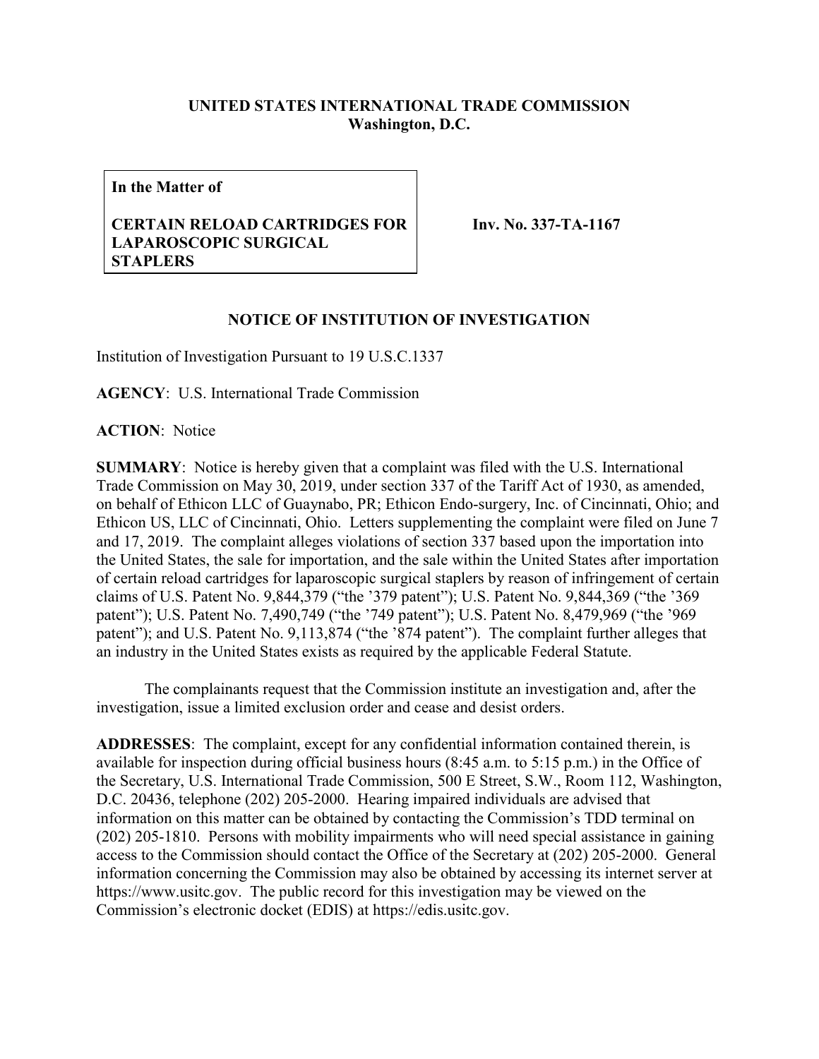**UNITED STATES INTERNATIONAL TRADE COMMISSION**
**Washington, D.C.**

**In the Matter of**

**CERTAIN RELOAD CARTRIDGES FOR LAPAROSCOPIC SURGICAL STAPLERS**

**Inv. No. 337-TA-1167**

**NOTICE OF INSTITUTION OF INVESTIGATION**

Institution of Investigation Pursuant to 19 U.S.C.1337

**AGENCY**: U.S. International Trade Commission

**ACTION**: Notice

**SUMMARY**: Notice is hereby given that a complaint was filed with the U.S. International Trade Commission on May 30, 2019, under section 337 of the Tariff Act of 1930, as amended, on behalf of Ethicon LLC of Guaynabo, PR; Ethicon Endo-surgery, Inc. of Cincinnati, Ohio; and Ethicon US, LLC of Cincinnati, Ohio. Letters supplementing the complaint were filed on June 7 and 17, 2019. The complaint alleges violations of section 337 based upon the importation into the United States, the sale for importation, and the sale within the United States after importation of certain reload cartridges for laparoscopic surgical staplers by reason of infringement of certain claims of U.S. Patent No. 9,844,379 ("the '379 patent"); U.S. Patent No. 9,844,369 ("the '369 patent"); U.S. Patent No. 7,490,749 ("the '749 patent"); U.S. Patent No. 8,479,969 ("the '969 patent"); and U.S. Patent No. 9,113,874 ("the '874 patent"). The complaint further alleges that an industry in the United States exists as required by the applicable Federal Statute.

The complainants request that the Commission institute an investigation and, after the investigation, issue a limited exclusion order and cease and desist orders.

**ADDRESSES**: The complaint, except for any confidential information contained therein, is available for inspection during official business hours (8:45 a.m. to 5:15 p.m.) in the Office of the Secretary, U.S. International Trade Commission, 500 E Street, S.W., Room 112, Washington, D.C. 20436, telephone (202) 205-2000. Hearing impaired individuals are advised that information on this matter can be obtained by contacting the Commission's TDD terminal on (202) 205-1810. Persons with mobility impairments who will need special assistance in gaining access to the Commission should contact the Office of the Secretary at (202) 205-2000. General information concerning the Commission may also be obtained by accessing its internet server at https://www.usitc.gov. The public record for this investigation may be viewed on the Commission's electronic docket (EDIS) at https://edis.usitc.gov.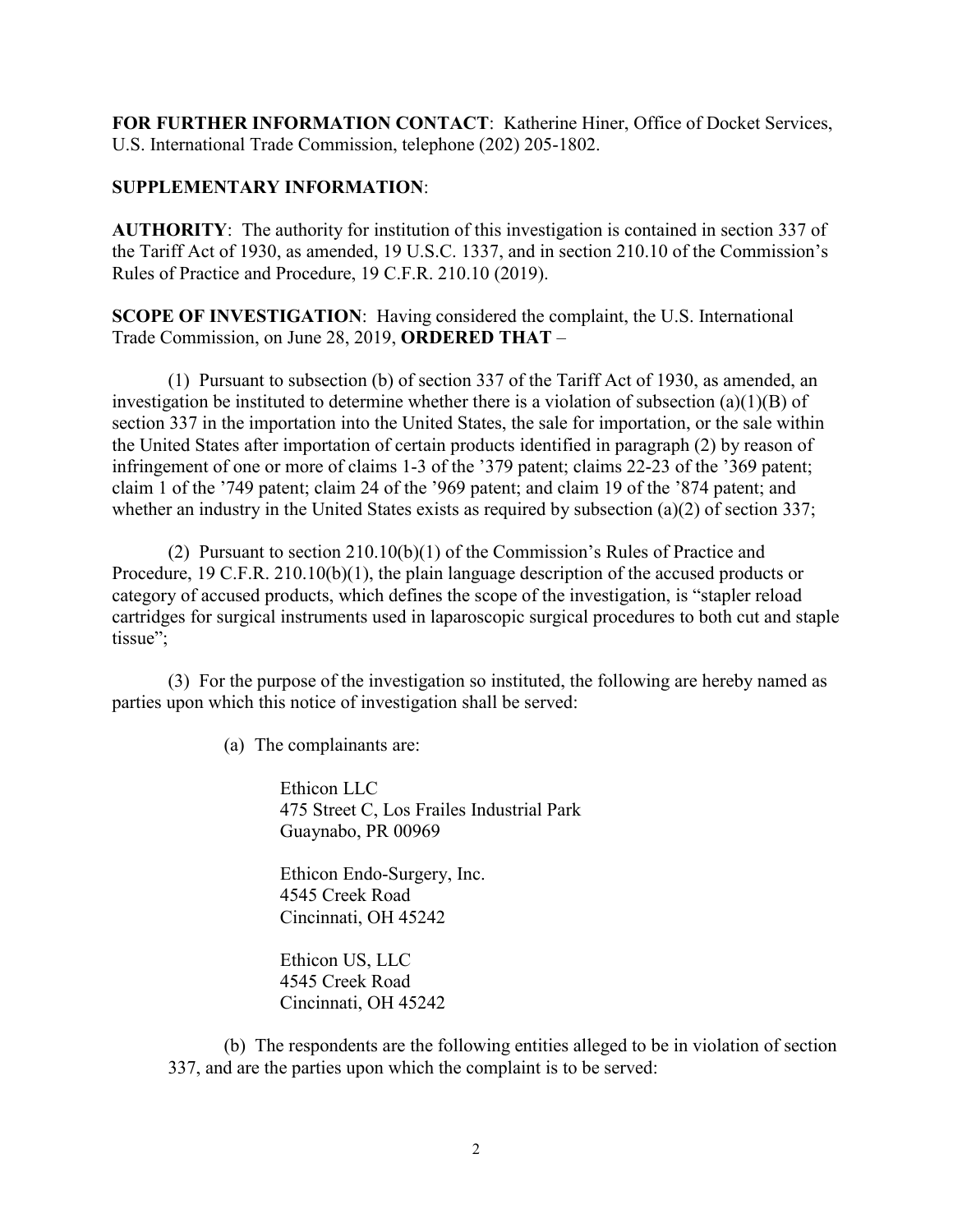**FOR FURTHER INFORMATION CONTACT**: Katherine Hiner, Office of Docket Services, U.S. International Trade Commission, telephone (202) 205-1802.

**SUPPLEMENTARY INFORMATION**:

**AUTHORITY**: The authority for institution of this investigation is contained in section 337 of the Tariff Act of 1930, as amended, 19 U.S.C. 1337, and in section 210.10 of the Commission's Rules of Practice and Procedure, 19 C.F.R. 210.10 (2019).

**SCOPE OF INVESTIGATION**: Having considered the complaint, the U.S. International Trade Commission, on June 28, 2019, **ORDERED THAT** –

(1) Pursuant to subsection (b) of section 337 of the Tariff Act of 1930, as amended, an investigation be instituted to determine whether there is a violation of subsection (a)(1)(B) of section 337 in the importation into the United States, the sale for importation, or the sale within the United States after importation of certain products identified in paragraph (2) by reason of infringement of one or more of claims 1-3 of the '379 patent; claims 22-23 of the '369 patent; claim 1 of the '749 patent; claim 24 of the '969 patent; and claim 19 of the '874 patent; and whether an industry in the United States exists as required by subsection (a)(2) of section 337;

(2) Pursuant to section 210.10(b)(1) of the Commission's Rules of Practice and Procedure, 19 C.F.R. 210.10(b)(1), the plain language description of the accused products or category of accused products, which defines the scope of the investigation, is "stapler reload cartridges for surgical instruments used in laparoscopic surgical procedures to both cut and staple tissue";

(3) For the purpose of the investigation so instituted, the following are hereby named as parties upon which this notice of investigation shall be served:

(a) The complainants are:

Ethicon LLC
475 Street C, Los Frailes Industrial Park
Guaynabo, PR 00969

Ethicon Endo-Surgery, Inc.
4545 Creek Road
Cincinnati, OH 45242

Ethicon US, LLC
4545 Creek Road
Cincinnati, OH 45242

(b) The respondents are the following entities alleged to be in violation of section 337, and are the parties upon which the complaint is to be served: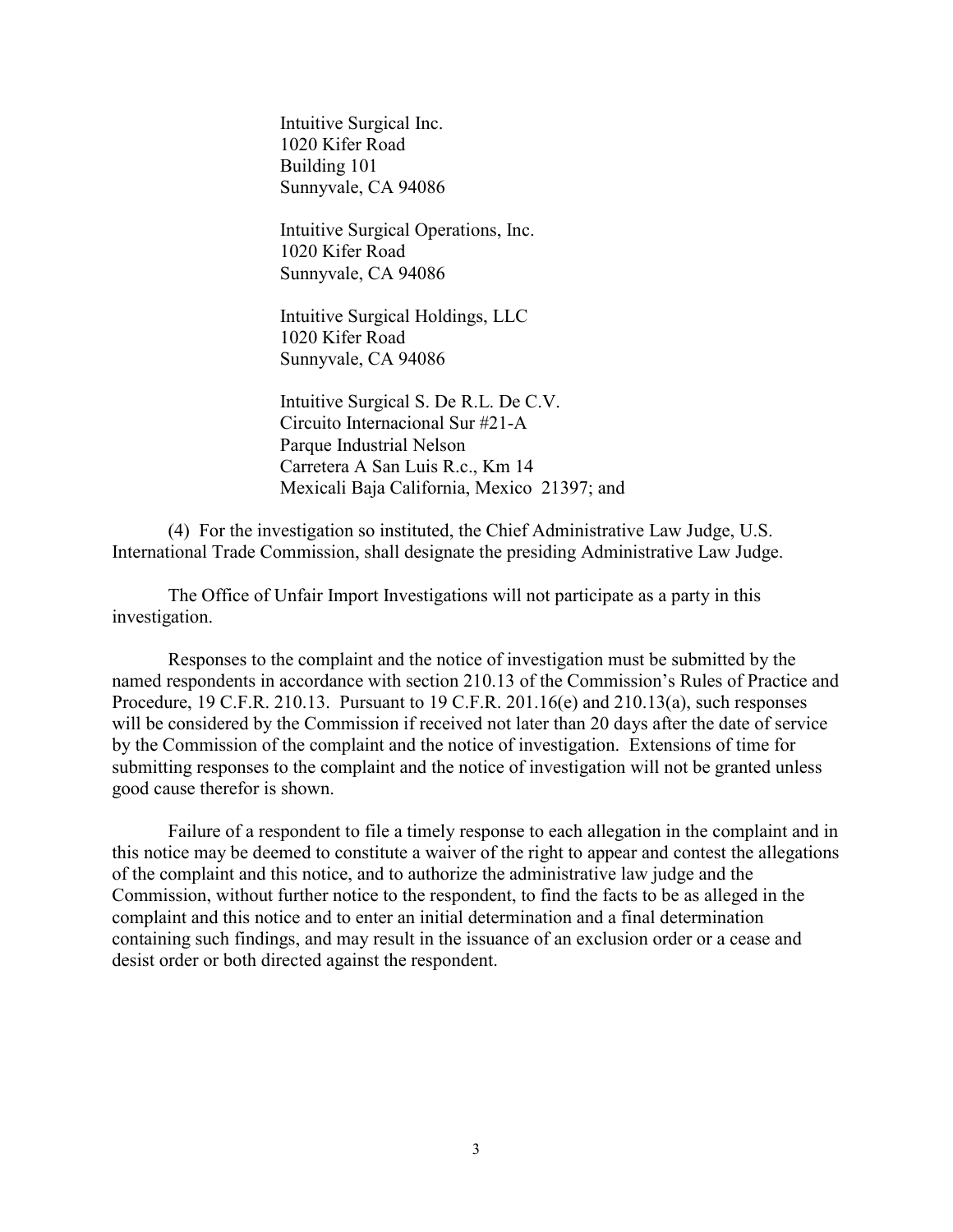Intuitive Surgical Inc.
1020 Kifer Road
Building 101
Sunnyvale, CA 94086

Intuitive Surgical Operations, Inc.
1020 Kifer Road
Sunnyvale, CA 94086

Intuitive Surgical Holdings, LLC
1020 Kifer Road
Sunnyvale, CA 94086

Intuitive Surgical S. De R.L. De C.V.
Circuito Internacional Sur #21-A
Parque Industrial Nelson
Carretera A San Luis R.c., Km 14
Mexicali Baja California, Mexico 21397; and

(4) For the investigation so instituted, the Chief Administrative Law Judge, U.S. International Trade Commission, shall designate the presiding Administrative Law Judge.

The Office of Unfair Import Investigations will not participate as a party in this investigation.

Responses to the complaint and the notice of investigation must be submitted by the named respondents in accordance with section 210.13 of the Commission's Rules of Practice and Procedure, 19 C.F.R. 210.13. Pursuant to 19 C.F.R. 201.16(e) and 210.13(a), such responses will be considered by the Commission if received not later than 20 days after the date of service by the Commission of the complaint and the notice of investigation. Extensions of time for submitting responses to the complaint and the notice of investigation will not be granted unless good cause therefor is shown.

Failure of a respondent to file a timely response to each allegation in the complaint and in this notice may be deemed to constitute a waiver of the right to appear and contest the allegations of the complaint and this notice, and to authorize the administrative law judge and the Commission, without further notice to the respondent, to find the facts to be as alleged in the complaint and this notice and to enter an initial determination and a final determination containing such findings, and may result in the issuance of an exclusion order or a cease and desist order or both directed against the respondent.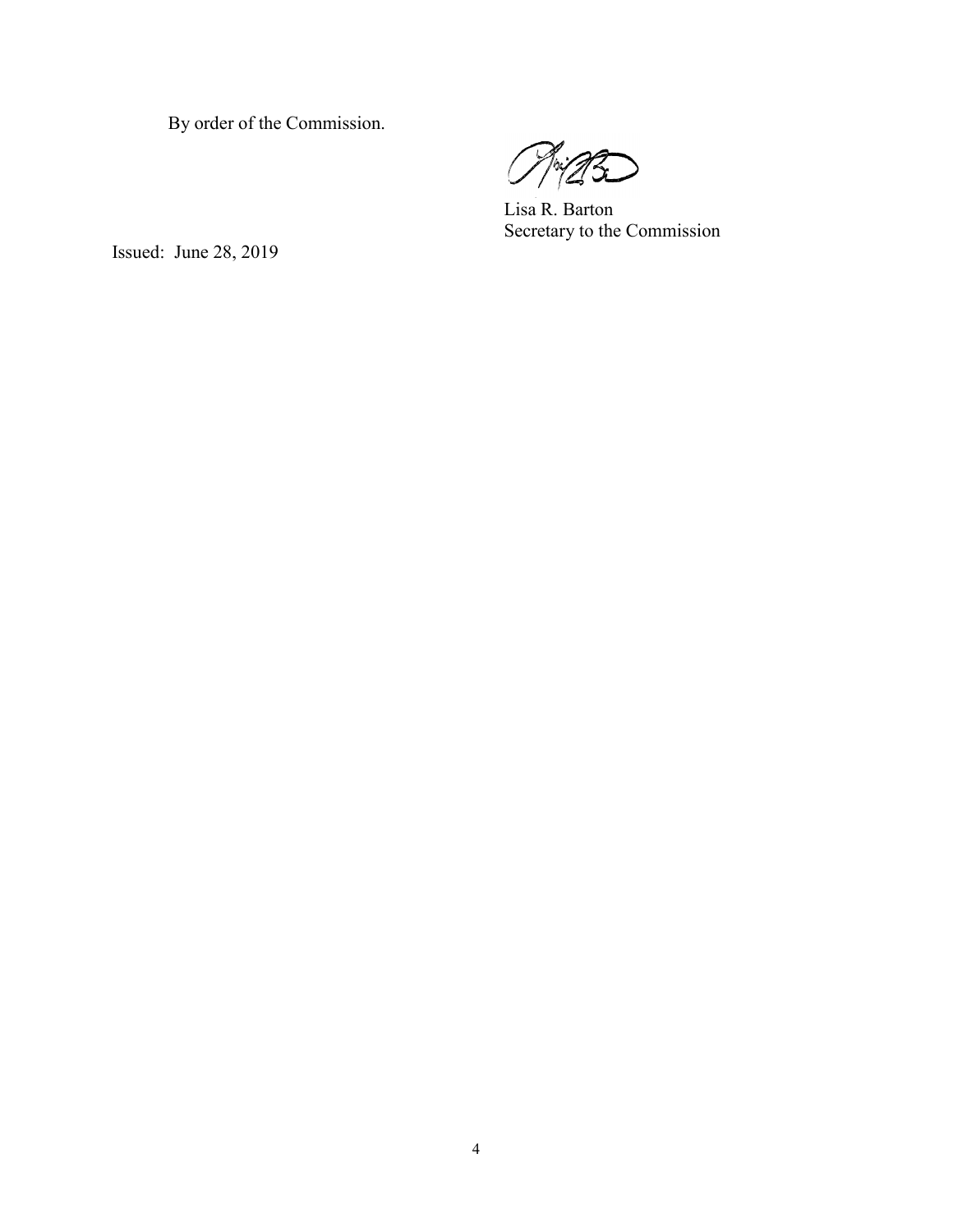By order of the Commission.

Lisa R. Barton
Secretary to the Commission

Issued: June 28, 2019